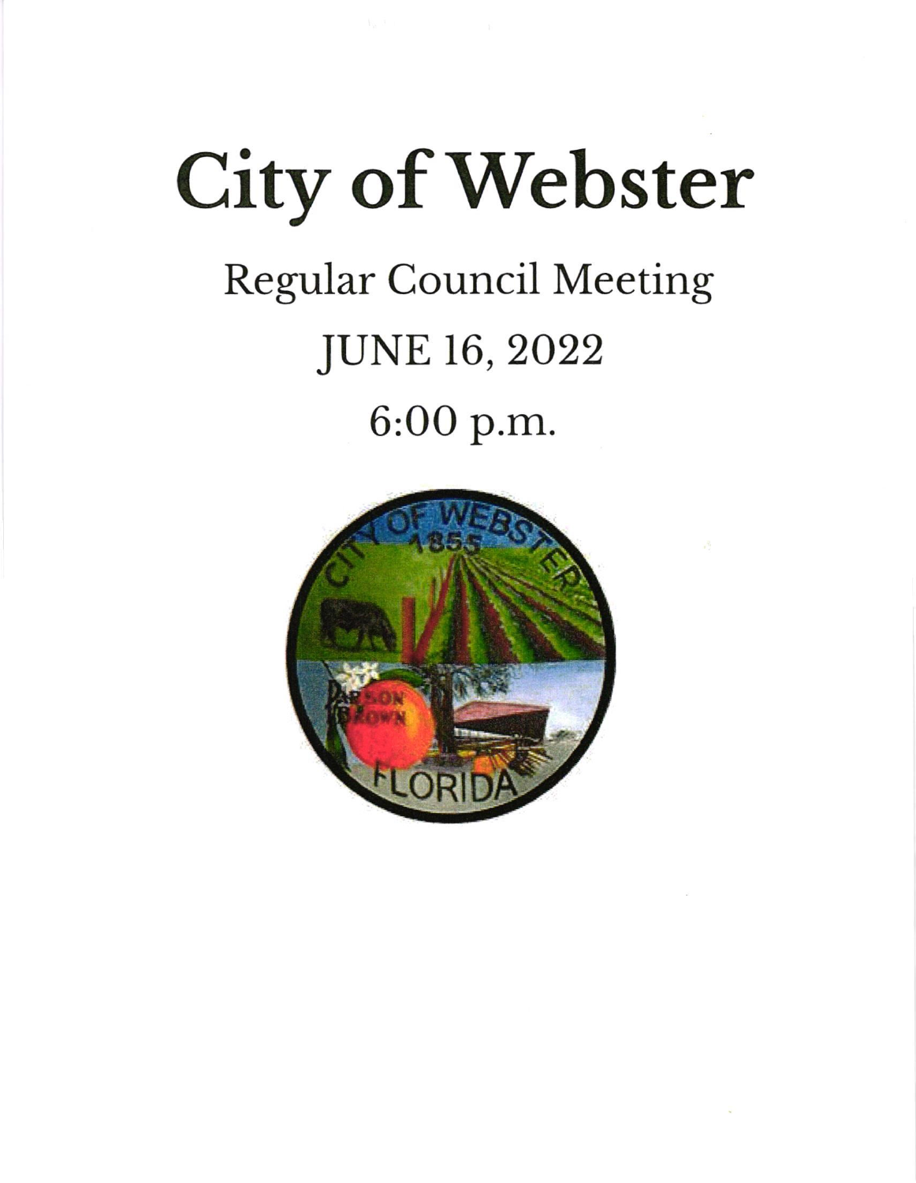# City of Webster

## Regular Council Meeting

## JUNE 16, 2022

## 6:00 p.m.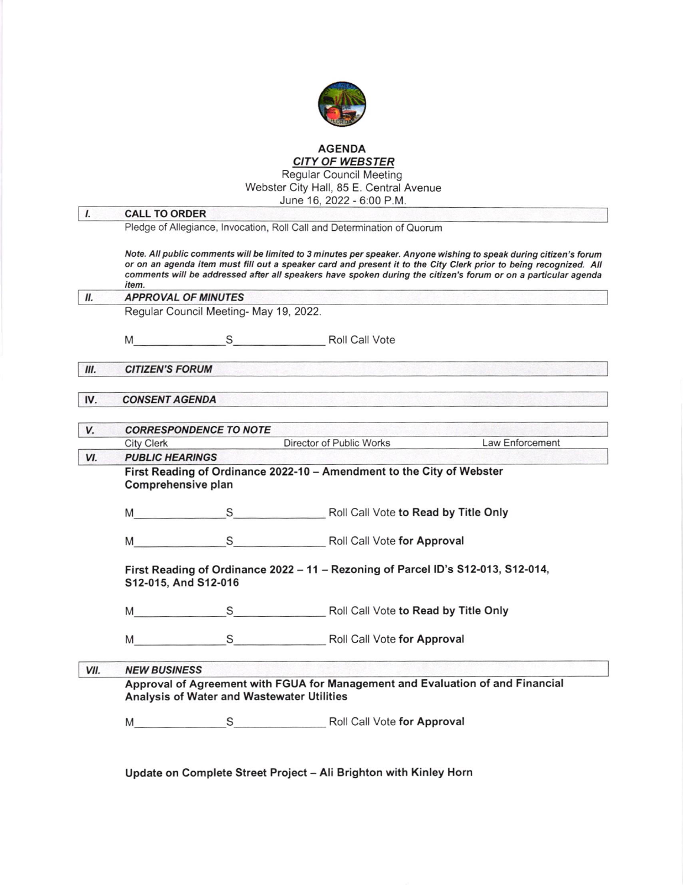# AGENDA

## *CITY OF WEBSTER*

Regular Council Meeting
Webster City Hall, 85 E. Central Avenue
June 16, 2022 - 6:00 P.M.

## I. CALL TO ORDER

Pledge of Allegiance, Invocation, Roll Call and Determination of Quorum

***Note. All public comments will be limited to 3 minutes per speaker. Anyone wishing to speak during citizen's forum or on an agenda item must fill out a speaker card and present it to the City Clerk prior to being recognized. All comments will be addressed after all speakers have spoken during the citizen's forum or on a particular agenda item.***

## II. *APPROVAL OF MINUTES*

Regular Council Meeting- May 19, 2022.

M_______________ S_______________ Roll Call Vote

## III. *CITIZEN'S FORUM*

## IV. *CONSENT AGENDA*

## V. *CORRESPONDENCE TO NOTE*

City Clerk | Director of Public Works | Law Enforcement

## VI. *PUBLIC HEARINGS*

**First Reading of Ordinance 2022-10 – Amendment to the City of Webster Comprehensive plan**

M_______________ S_______________ Roll Call Vote **to Read by Title Only**

M_______________ S_______________ Roll Call Vote **for Approval**

**First Reading of Ordinance 2022 – 11 – Rezoning of Parcel ID's S12-013, S12-014, S12-015, And S12-016**

M_______________ S_______________ Roll Call Vote **to Read by Title Only**

M_______________ S_______________ Roll Call Vote **for Approval**

## VII. *NEW BUSINESS*

**Approval of Agreement with FGUA for Management and Evaluation of and Financial Analysis of Water and Wastewater Utilities**

M_______________ S_______________ Roll Call Vote **for Approval**

**Update on Complete Street Project – Ali Brighton with Kinley Horn**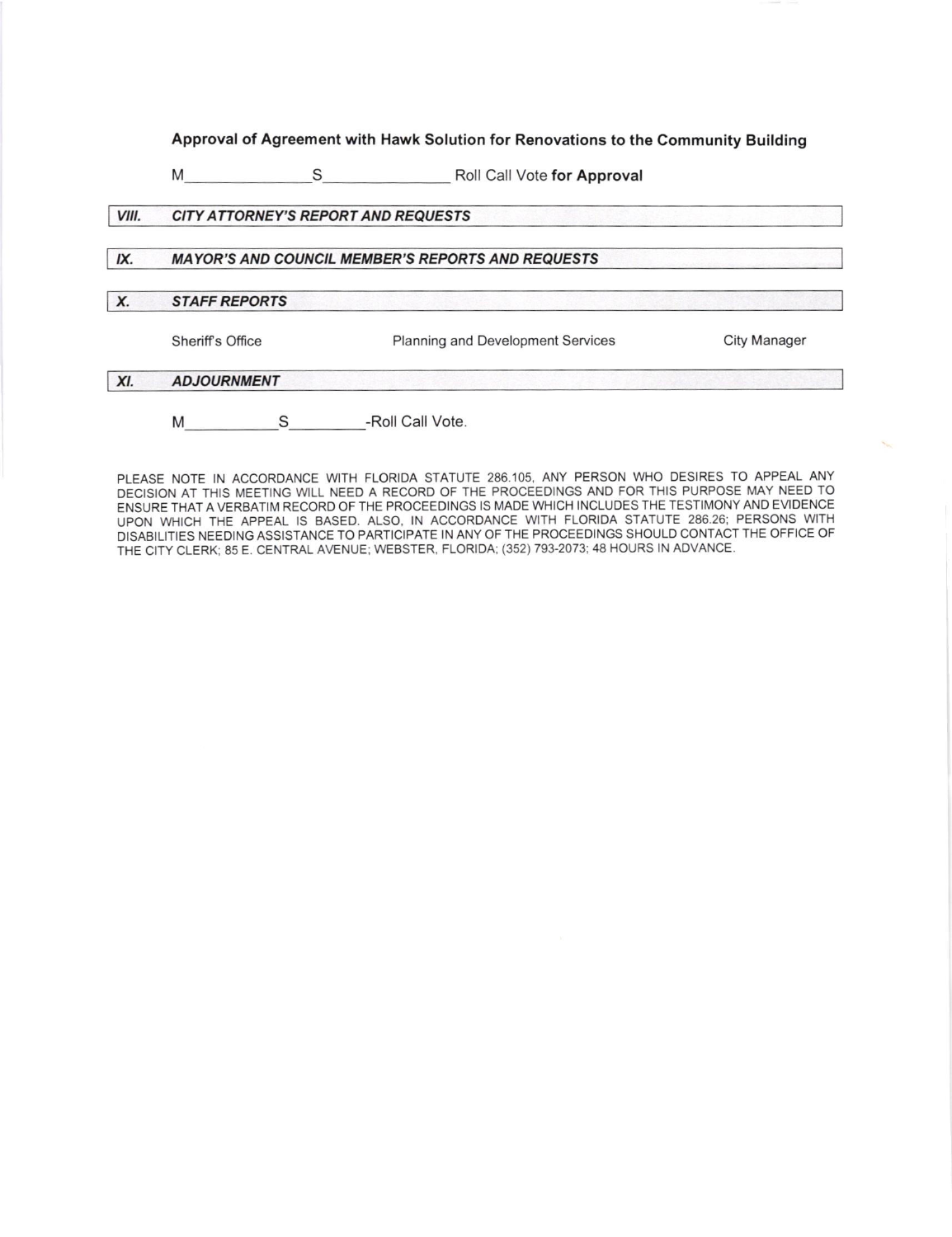**Approval of Agreement with Hawk Solution for Renovations to the Community Building**

M\_\_\_\_\_\_\_\_\_\_\_\_\_\_ S\_\_\_\_\_\_\_\_\_\_\_\_\_\_ Roll Call Vote **for Approval**

## *VIII. CITY ATTORNEY'S REPORT AND REQUESTS*

## *IX. MAYOR'S AND COUNCIL MEMBER'S REPORTS AND REQUESTS*

## *X. STAFF REPORTS*

Sheriff's Office | Planning and Development Services | City Manager

## *XI. ADJOURNMENT*

M\_\_\_\_\_\_\_\_\_\_ S\_\_\_\_\_\_\_\_\_-Roll Call Vote.

PLEASE NOTE IN ACCORDANCE WITH FLORIDA STATUTE 286.105, ANY PERSON WHO DESIRES TO APPEAL ANY DECISION AT THIS MEETING WILL NEED A RECORD OF THE PROCEEDINGS AND FOR THIS PURPOSE MAY NEED TO ENSURE THAT A VERBATIM RECORD OF THE PROCEEDINGS IS MADE WHICH INCLUDES THE TESTIMONY AND EVIDENCE UPON WHICH THE APPEAL IS BASED. ALSO, IN ACCORDANCE WITH FLORIDA STATUTE 286.26; PERSONS WITH DISABILITIES NEEDING ASSISTANCE TO PARTICIPATE IN ANY OF THE PROCEEDINGS SHOULD CONTACT THE OFFICE OF THE CITY CLERK; 85 E. CENTRAL AVENUE; WEBSTER, FLORIDA; (352) 793-2073; 48 HOURS IN ADVANCE.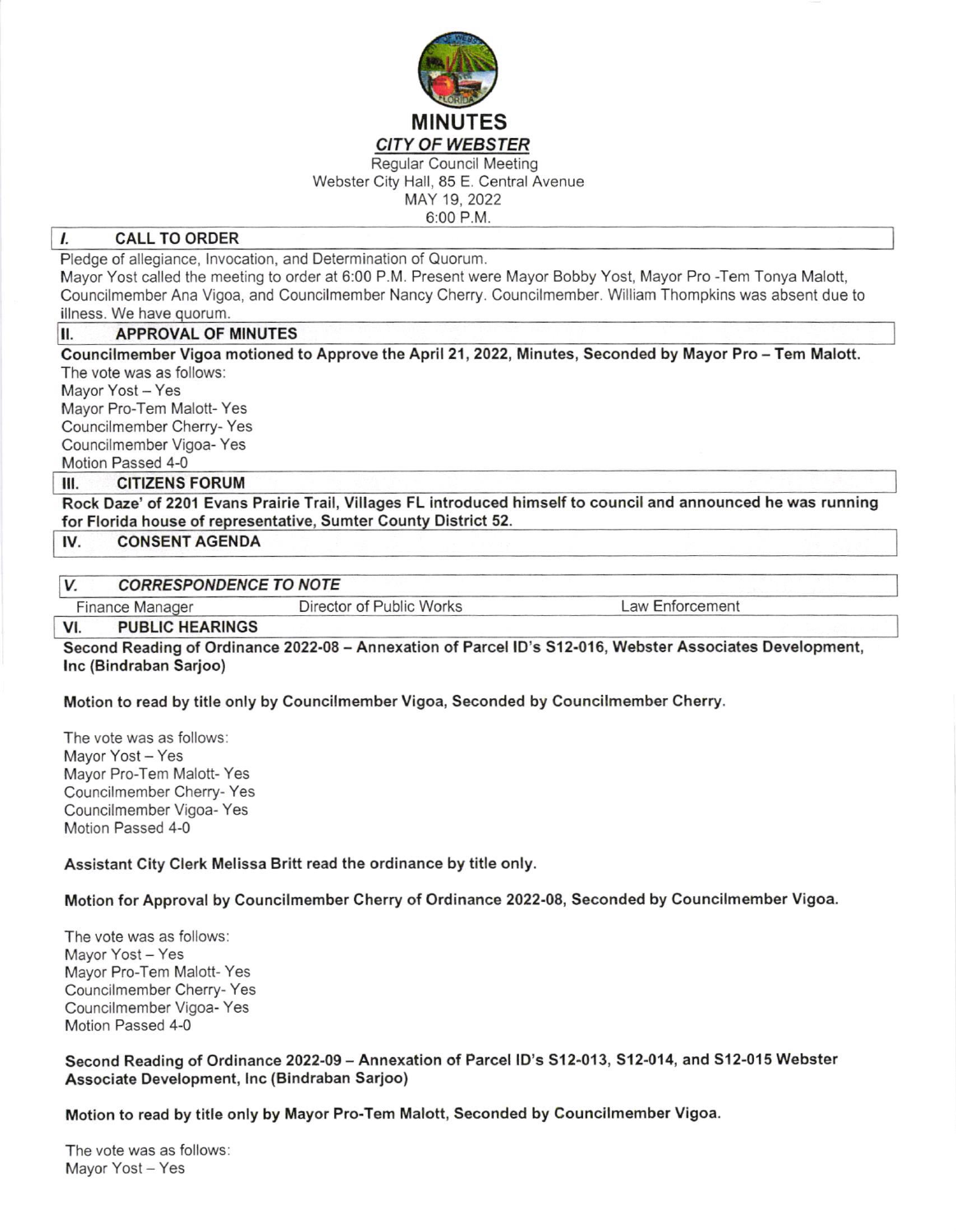# MINUTES

## *CITY OF WEBSTER*

Regular Council Meeting
Webster City Hall, 85 E. Central Avenue
MAY 19, 2022
6:00 P.M.

## I. CALL TO ORDER

Pledge of allegiance, Invocation, and Determination of Quorum.
Mayor Yost called the meeting to order at 6:00 P.M. Present were Mayor Bobby Yost, Mayor Pro -Tem Tonya Malott, Councilmember Ana Vigoa, and Councilmember Nancy Cherry. Councilmember. William Thompkins was absent due to illness. We have quorum.

## II. APPROVAL OF MINUTES

**Councilmember Vigoa motioned to Approve the April 21, 2022, Minutes, Seconded by Mayor Pro – Tem Malott.**
The vote was as follows:
Mayor Yost – Yes
Mayor Pro-Tem Malott- Yes
Councilmember Cherry- Yes
Councilmember Vigoa- Yes
Motion Passed 4-0

## III. CITIZENS FORUM

**Rock Daze' of 2201 Evans Prairie Trail, Villages FL introduced himself to council and announced he was running for Florida house of representative, Sumter County District 52.**

## IV. CONSENT AGENDA

## *V. CORRESPONDENCE TO NOTE*

Finance Manager Director of Public Works Law Enforcement

## VI. PUBLIC HEARINGS

**Second Reading of Ordinance 2022-08 – Annexation of Parcel ID's S12-016, Webster Associates Development, Inc (Bindraban Sarjoo)**

**Motion to read by title only by Councilmember Vigoa, Seconded by Councilmember Cherry.**

The vote was as follows:
Mayor Yost – Yes
Mayor Pro-Tem Malott- Yes
Councilmember Cherry- Yes
Councilmember Vigoa- Yes
Motion Passed 4-0

**Assistant City Clerk Melissa Britt read the ordinance by title only.**

**Motion for Approval by Councilmember Cherry of Ordinance 2022-08, Seconded by Councilmember Vigoa.**

The vote was as follows:
Mayor Yost – Yes
Mayor Pro-Tem Malott- Yes
Councilmember Cherry- Yes
Councilmember Vigoa- Yes
Motion Passed 4-0

**Second Reading of Ordinance 2022-09 – Annexation of Parcel ID's S12-013, S12-014, and S12-015 Webster Associate Development, Inc (Bindraban Sarjoo)**

**Motion to read by title only by Mayor Pro-Tem Malott, Seconded by Councilmember Vigoa.**

The vote was as follows:
Mayor Yost – Yes